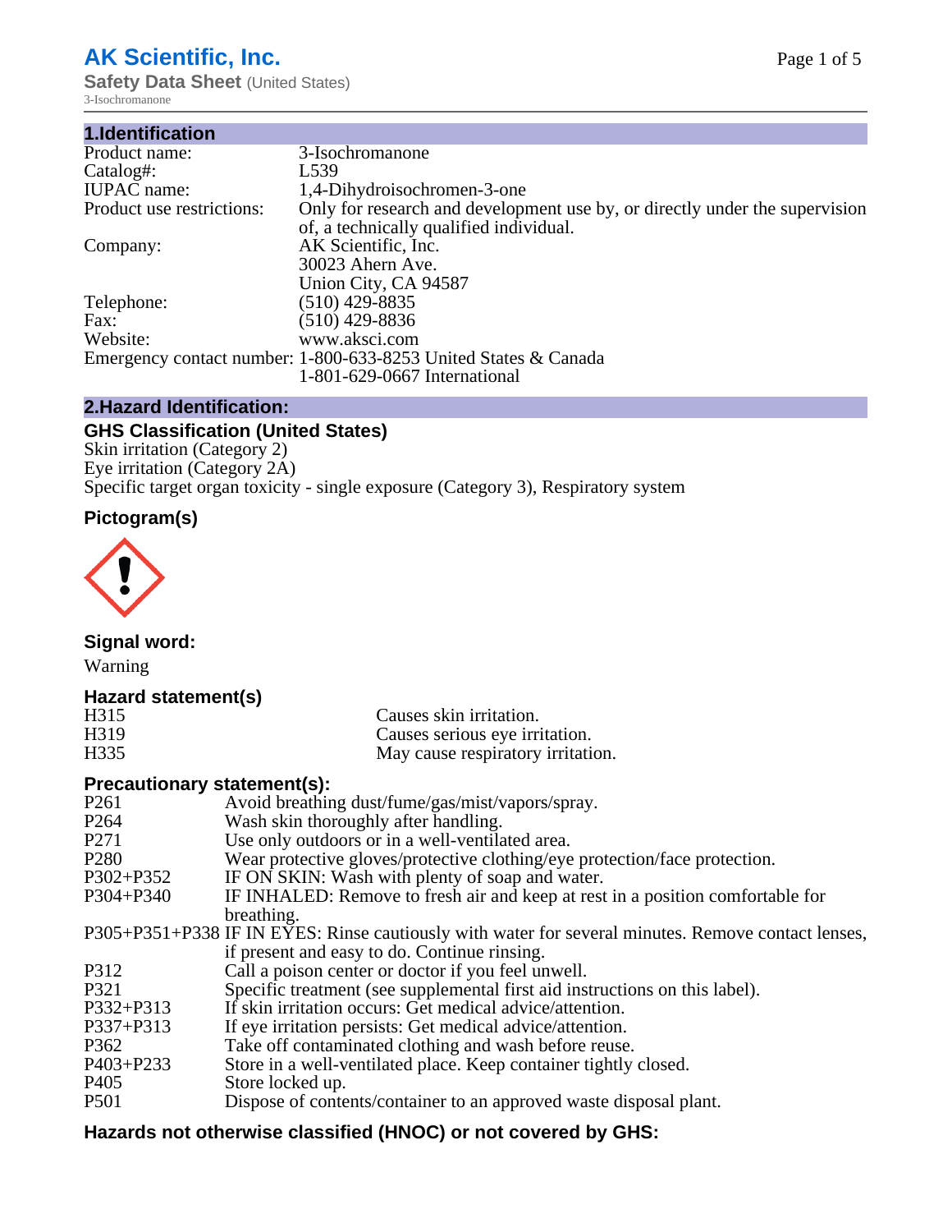# AK Scientific, Inc.

**Safety Data Sheet** (United States)

3-Isochromanone

## 1.Identification

| | |
|---|---|
| Product name: | 3-Isochromanone |
| Catalog#: | L539 |
| IUPAC name: | 1,4-Dihydroisochromen-3-one |
| Product use restrictions: | Only for research and development use by, or directly under the supervision of, a technically qualified individual. |
| Company: | AK Scientific, Inc.<br>30023 Ahern Ave.<br>Union City, CA 94587 |
| Telephone: | (510) 429-8835 |
| Fax: | (510) 429-8836 |
| Website: | www.aksci.com |
| Emergency contact number: | 1-800-633-8253 United States & Canada<br>1-801-629-0667 International |

## 2.Hazard Identification:

### GHS Classification (United States)

Skin irritation (Category 2)
Eye irritation (Category 2A)
Specific target organ toxicity - single exposure (Category 3), Respiratory system

### Pictogram(s)

### Signal word:

Warning

### Hazard statement(s)

| | |
|---|---|
| H315 | Causes skin irritation. |
| H319 | Causes serious eye irritation. |
| H335 | May cause respiratory irritation. |

### Precautionary statement(s):

| | |
|---|---|
| P261 | Avoid breathing dust/fume/gas/mist/vapors/spray. |
| P264 | Wash skin thoroughly after handling. |
| P271 | Use only outdoors or in a well-ventilated area. |
| P280 | Wear protective gloves/protective clothing/eye protection/face protection. |
| P302+P352 | IF ON SKIN: Wash with plenty of soap and water. |
| P304+P340 | IF INHALED: Remove to fresh air and keep at rest in a position comfortable for breathing. |
| P305+P351+P338 | IF IN EYES: Rinse cautiously with water for several minutes. Remove contact lenses, if present and easy to do. Continue rinsing. |
| P312 | Call a poison center or doctor if you feel unwell. |
| P321 | Specific treatment (see supplemental first aid instructions on this label). |
| P332+P313 | If skin irritation occurs: Get medical advice/attention. |
| P337+P313 | If eye irritation persists: Get medical advice/attention. |
| P362 | Take off contaminated clothing and wash before reuse. |
| P403+P233 | Store in a well-ventilated place. Keep container tightly closed. |
| P405 | Store locked up. |
| P501 | Dispose of contents/container to an approved waste disposal plant. |

### Hazards not otherwise classified (HNOC) or not covered by GHS: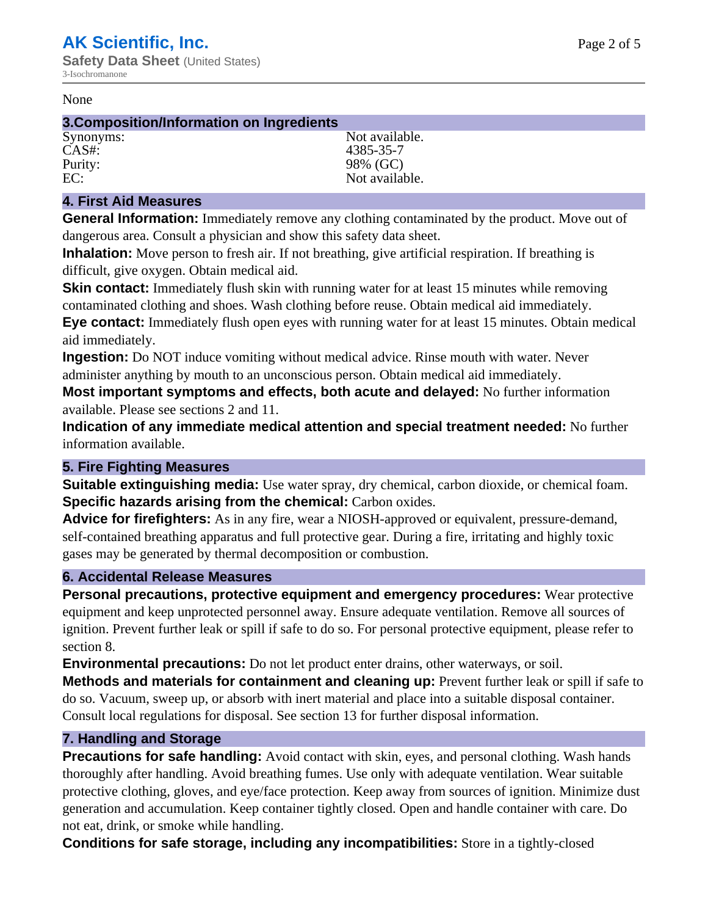None

## 3.Composition/Information on Ingredients

| | |
|---|---|
| Synonyms: | Not available. |
| CAS#: | 4385-35-7 |
| Purity: | 98% (GC) |
| EC: | Not available. |

## 4. First Aid Measures

**General Information:** Immediately remove any clothing contaminated by the product. Move out of dangerous area. Consult a physician and show this safety data sheet.

**Inhalation:** Move person to fresh air. If not breathing, give artificial respiration. If breathing is difficult, give oxygen. Obtain medical aid.

**Skin contact:** Immediately flush skin with running water for at least 15 minutes while removing contaminated clothing and shoes. Wash clothing before reuse. Obtain medical aid immediately.

**Eye contact:** Immediately flush open eyes with running water for at least 15 minutes. Obtain medical aid immediately.

**Ingestion:** Do NOT induce vomiting without medical advice. Rinse mouth with water. Never administer anything by mouth to an unconscious person. Obtain medical aid immediately.

**Most important symptoms and effects, both acute and delayed:** No further information available. Please see sections 2 and 11.

**Indication of any immediate medical attention and special treatment needed:** No further information available.

## 5. Fire Fighting Measures

**Suitable extinguishing media:** Use water spray, dry chemical, carbon dioxide, or chemical foam.

**Specific hazards arising from the chemical:** Carbon oxides.

**Advice for firefighters:** As in any fire, wear a NIOSH-approved or equivalent, pressure-demand, self-contained breathing apparatus and full protective gear. During a fire, irritating and highly toxic gases may be generated by thermal decomposition or combustion.

## 6. Accidental Release Measures

**Personal precautions, protective equipment and emergency procedures:** Wear protective equipment and keep unprotected personnel away. Ensure adequate ventilation. Remove all sources of ignition. Prevent further leak or spill if safe to do so. For personal protective equipment, please refer to section 8.

**Environmental precautions:** Do not let product enter drains, other waterways, or soil.

**Methods and materials for containment and cleaning up:** Prevent further leak or spill if safe to do so. Vacuum, sweep up, or absorb with inert material and place into a suitable disposal container. Consult local regulations for disposal. See section 13 for further disposal information.

## 7. Handling and Storage

**Precautions for safe handling:** Avoid contact with skin, eyes, and personal clothing. Wash hands thoroughly after handling. Avoid breathing fumes. Use only with adequate ventilation. Wear suitable protective clothing, gloves, and eye/face protection. Keep away from sources of ignition. Minimize dust generation and accumulation. Keep container tightly closed. Open and handle container with care. Do not eat, drink, or smoke while handling.

**Conditions for safe storage, including any incompatibilities:** Store in a tightly-closed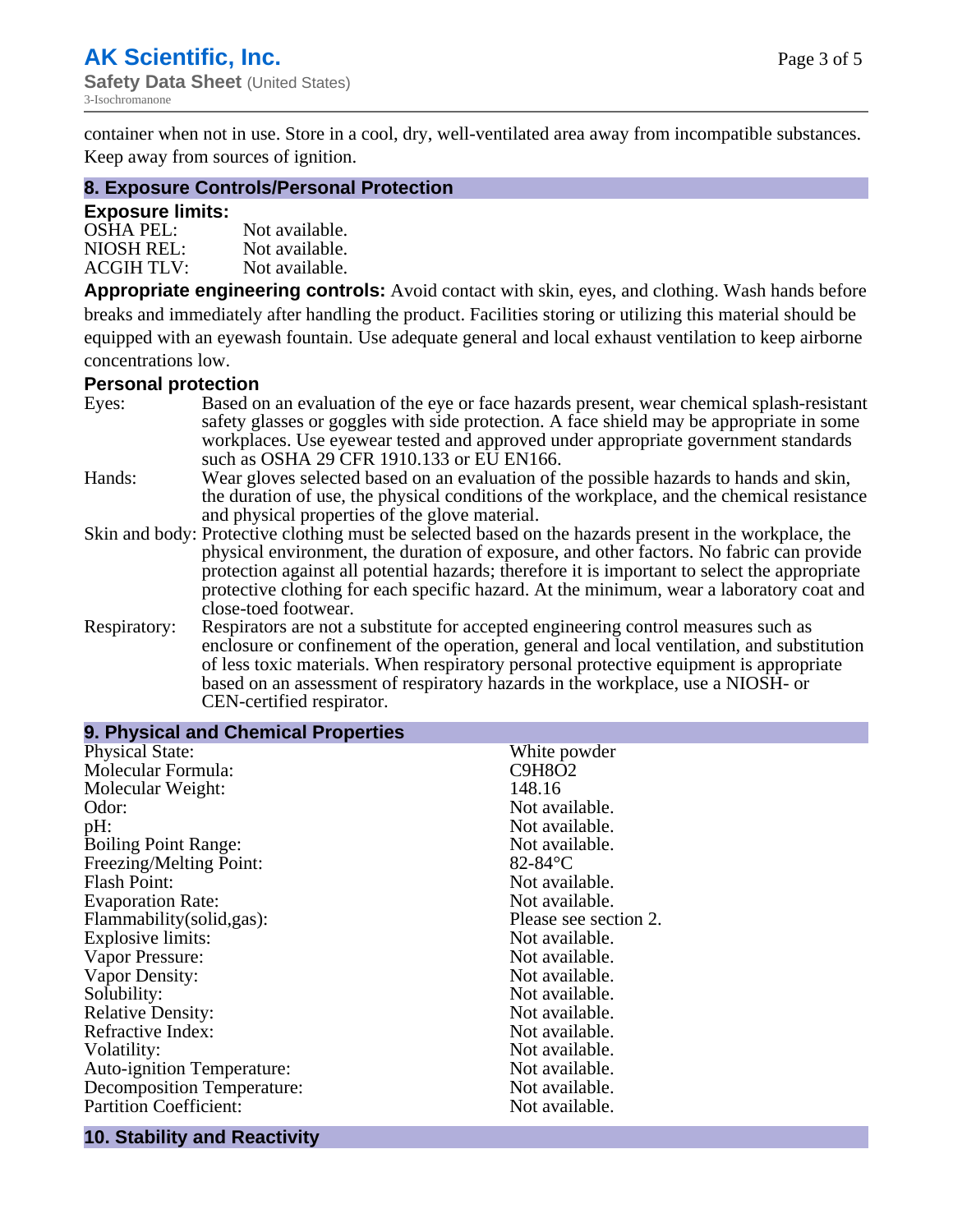container when not in use. Store in a cool, dry, well-ventilated area away from incompatible substances. Keep away from sources of ignition.

## 8. Exposure Controls/Personal Protection

### Exposure limits:

| | |
|---|---|
| OSHA PEL: | Not available. |
| NIOSH REL: | Not available. |
| ACGIH TLV: | Not available. |

**Appropriate engineering controls:** Avoid contact with skin, eyes, and clothing. Wash hands before breaks and immediately after handling the product. Facilities storing or utilizing this material should be equipped with an eyewash fountain. Use adequate general and local exhaust ventilation to keep airborne concentrations low.

### Personal protection

| | |
|---|---|
| Eyes: | Based on an evaluation of the eye or face hazards present, wear chemical splash-resistant safety glasses or goggles with side protection. A face shield may be appropriate in some workplaces. Use eyewear tested and approved under appropriate government standards such as OSHA 29 CFR 1910.133 or EU EN166. |
| Hands: | Wear gloves selected based on an evaluation of the possible hazards to hands and skin, the duration of use, the physical conditions of the workplace, and the chemical resistance and physical properties of the glove material. |
| Skin and body: | Protective clothing must be selected based on the hazards present in the workplace, the physical environment, the duration of exposure, and other factors. No fabric can provide protection against all potential hazards; therefore it is important to select the appropriate protective clothing for each specific hazard. At the minimum, wear a laboratory coat and close-toed footwear. |
| Respiratory: | Respirators are not a substitute for accepted engineering control measures such as enclosure or confinement of the operation, general and local ventilation, and substitution of less toxic materials. When respiratory personal protective equipment is appropriate based on an assessment of respiratory hazards in the workplace, use a NIOSH- or CEN-certified respirator. |

## 9. Physical and Chemical Properties

| | |
|---|---|
| Physical State: | White powder |
| Molecular Formula: | $C_9H_8O_2$ |
| Molecular Weight: | 148.16 |
| Odor: | Not available. |
| pH: | Not available. |
| Boiling Point Range: | Not available. |
| Freezing/Melting Point: | 82-84°C |
| Flash Point: | Not available. |
| Evaporation Rate: | Not available. |
| Flammability(solid,gas): | Please see section 2. |
| Explosive limits: | Not available. |
| Vapor Pressure: | Not available. |
| Vapor Density: | Not available. |
| Solubility: | Not available. |
| Relative Density: | Not available. |
| Refractive Index: | Not available. |
| Volatility: | Not available. |
| Auto-ignition Temperature: | Not available. |
| Decomposition Temperature: | Not available. |
| Partition Coefficient: | Not available. |

## 10. Stability and Reactivity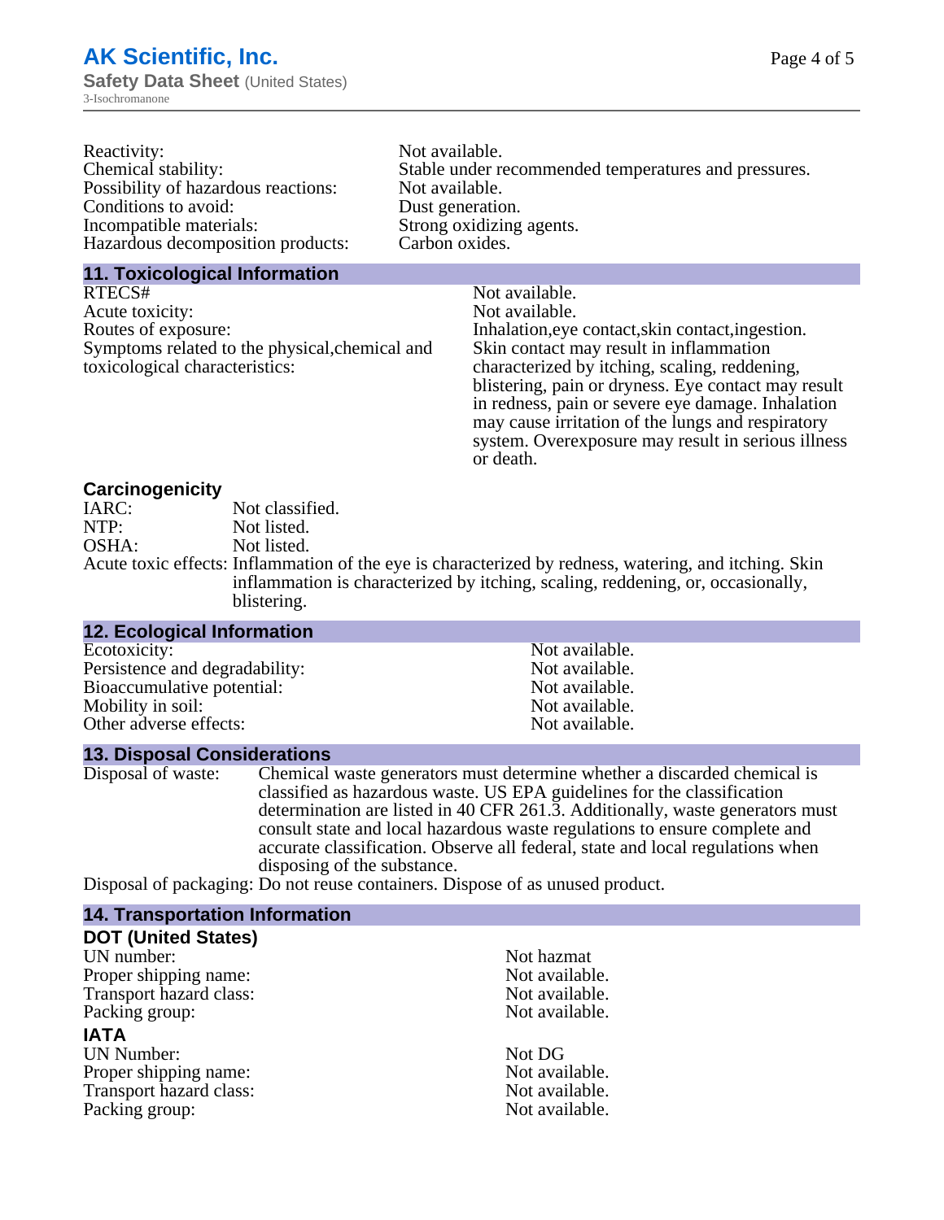Reactivity: Not available.
Chemical stability: Stable under recommended temperatures and pressures.
Possibility of hazardous reactions: Not available.
Conditions to avoid: Dust generation.
Incompatible materials: Strong oxidizing agents.
Hazardous decomposition products: Carbon oxides.

## 11. Toxicological Information

RTECS#: Not available.
Acute toxicity: Not available.
Routes of exposure: Inhalation,eye contact,skin contact,ingestion.
Symptoms related to the physical,chemical and toxicological characteristics: Skin contact may result in inflammation characterized by itching, scaling, reddening, blistering, pain or dryness. Eye contact may result in redness, pain or severe eye damage. Inhalation may cause irritation of the lungs and respiratory system. Overexposure may result in serious illness or death.

### Carcinogenicity

IARC: Not classified.
NTP: Not listed.
OSHA: Not listed.
Acute toxic effects: Inflammation of the eye is characterized by redness, watering, and itching. Skin inflammation is characterized by itching, scaling, reddening, or, occasionally, blistering.

## 12. Ecological Information

Ecotoxicity: Not available.
Persistence and degradability: Not available.
Bioaccumulative potential: Not available.
Mobility in soil: Not available.
Other adverse effects: Not available.

## 13. Disposal Considerations

Disposal of waste: Chemical waste generators must determine whether a discarded chemical is classified as hazardous waste. US EPA guidelines for the classification determination are listed in 40 CFR 261.3. Additionally, waste generators must consult state and local hazardous waste regulations to ensure complete and accurate classification. Observe all federal, state and local regulations when disposing of the substance.
Disposal of packaging: Do not reuse containers. Dispose of as unused product.

## 14. Transportation Information

### DOT (United States)

UN number: Not hazmat
Proper shipping name: Not available.
Transport hazard class: Not available.
Packing group: Not available.

### IATA

UN Number: Not DG
Proper shipping name: Not available.
Transport hazard class: Not available.
Packing group: Not available.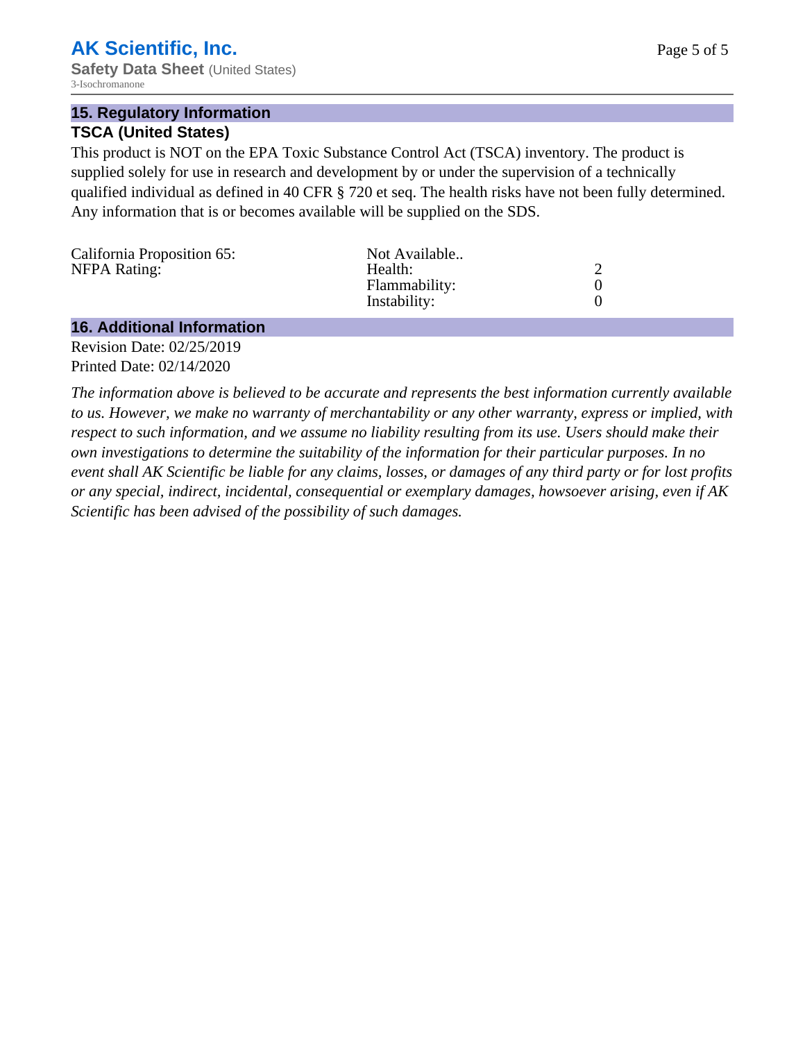## 15. Regulatory Information

### TSCA (United States)

This product is NOT on the EPA Toxic Substance Control Act (TSCA) inventory. The product is supplied solely for use in research and development by or under the supervision of a technically qualified individual as defined in 40 CFR § 720 et seq. The health risks have not been fully determined. Any information that is or becomes available will be supplied on the SDS.

| | | |
|---|---|---|
| California Proposition 65: | Not Available.. | |
| NFPA Rating: | Health: | 2 |
| | Flammability: | 0 |
| | Instability: | 0 |

## 16. Additional Information

Revision Date: 02/25/2019
Printed Date: 02/14/2020

*The information above is believed to be accurate and represents the best information currently available to us. However, we make no warranty of merchantability or any other warranty, express or implied, with respect to such information, and we assume no liability resulting from its use. Users should make their own investigations to determine the suitability of the information for their particular purposes. In no event shall AK Scientific be liable for any claims, losses, or damages of any third party or for lost profits or any special, indirect, incidental, consequential or exemplary damages, howsoever arising, even if AK Scientific has been advised of the possibility of such damages.*